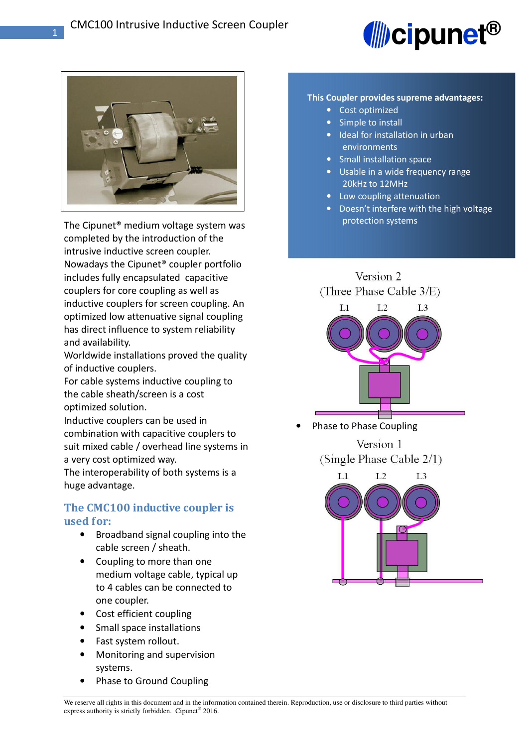# CMC100 Intrusive Inductive Screen Coupler

The Cipunet® medium voltage system was completed by the introduction of the intrusive inductive screen coupler. Nowadays the Cipunet® coupler portfolio includes fully encapsulated capacitive couplers for core coupling as well as inductive couplers for screen coupling. An optimized low attenuative signal coupling has direct influence to system reliability and availability.
Worldwide installations proved the quality of inductive couplers.
For cable systems inductive coupling to the cable sheath/screen is a cost optimized solution.
Inductive couplers can be used in combination with capacitive couplers to suit mixed cable / overhead line systems in a very cost optimized way.
The interoperability of both systems is a huge advantage.

## The CMC100 inductive coupler is used for:

- Broadband signal coupling into the cable screen / sheath.
- Coupling to more than one medium voltage cable, typical up to 4 cables can be connected to one coupler.
- Cost efficient coupling
- Small space installations
- Fast system rollout.
- Monitoring and supervision systems.
- Phase to Ground Coupling

**This Coupler provides supreme advantages:**

- Cost optimized
- Simple to install
- Ideal for installation in urban environments
- Small installation space
- Usable in a wide frequency range 20kHz to 12MHz
- Low coupling attenuation
- Doesn't interfere with the high voltage protection systems

Version 2
(Three Phase Cable 3/E)
L1 L2 L3

- Phase to Phase Coupling

Version 1
(Single Phase Cable 2/1)
L1 L2 L3

We reserve all rights in this document and in the information contained therein. Reproduction, use or disclosure to third parties without express authority is strictly forbidden. Cipunet® 2016.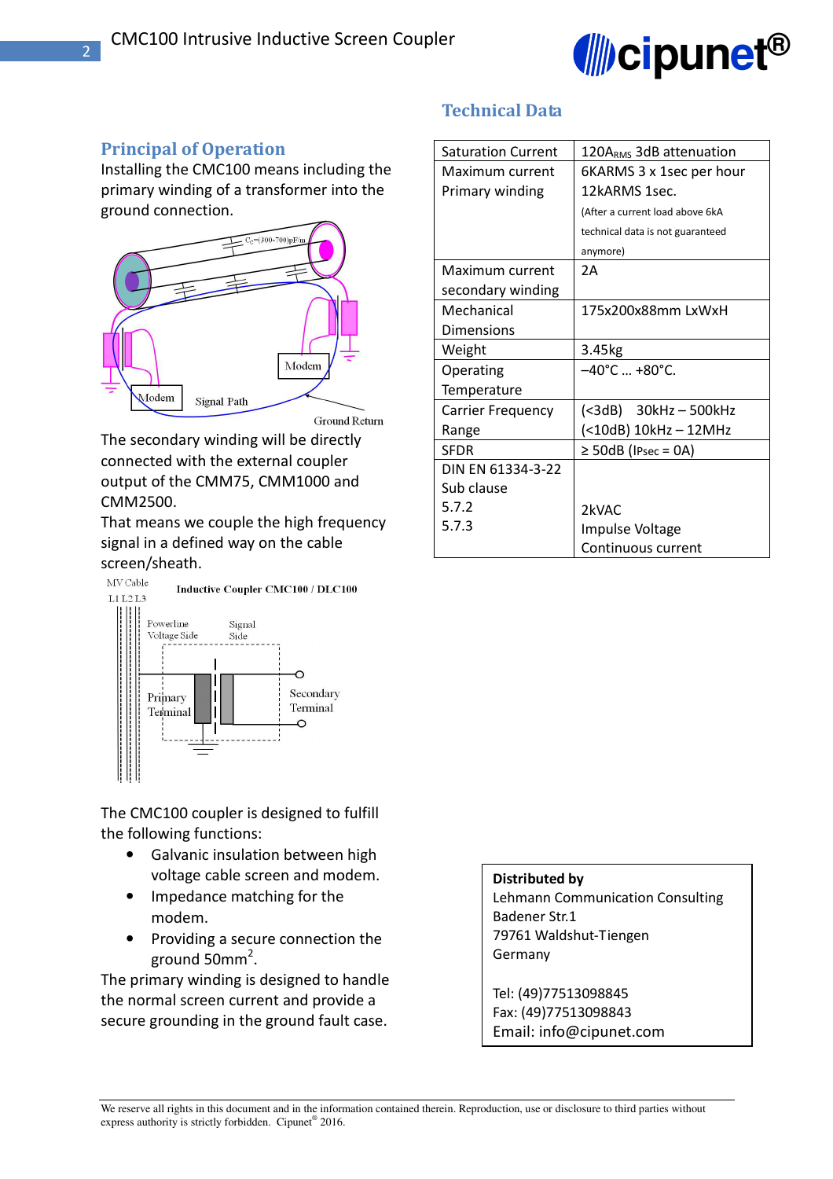## Principal of Operation

Installing the CMC100 means including the primary winding of a transformer into the ground connection.

$C_C$=(300-700)pF/m

Modem

Modem

Signal Path

Ground Return

The secondary winding will be directly connected with the external coupler output of the CMM75, CMM1000 and CMM2500.

That means we couple the high frequency signal in a defined way on the cable screen/sheath.

MV Cable

L1 L2 L3

Inductive Coupler CMC100 / DLC100

Powerline Voltage Side

Signal Side

Primary Terminal

Secondary Terminal

The CMC100 coupler is designed to fulfill the following functions:

- Galvanic insulation between high voltage cable screen and modem.
- Impedance matching for the modem.
- Providing a secure connection the ground 50mm$^2$.

The primary winding is designed to handle the normal screen current and provide a secure grounding in the ground fault case.

## Technical Data

| | |
|---|---|
| Saturation Current | 120A$_{RMS}$ 3dB attenuation |
| Maximum current Primary winding | 6KARMS 3 x 1sec per hour<br>12kARMS 1sec.<br>(After a current load above 6kA technical data is not guaranteed anymore) |
| Maximum current secondary winding | 2A |
| Mechanical Dimensions | 175x200x88mm LxWxH |
| Weight | 3.45kg |
| Operating Temperature | –40°C … +80°C. |
| Carrier Frequency Range | (<3dB) 30kHz – 500kHz<br>(<10dB) 10kHz – 12MHz |
| SFDR | ≥ 50dB (IPsec = 0A) |
| DIN EN 61334-3-22 Sub clause<br>5.7.2<br>5.7.3 | 2kVAC<br>Impulse Voltage<br>Continuous current |

**Distributed by**
Lehmann Communication Consulting
Badener Str.1
79761 Waldshut-Tiengen
Germany

Tel: (49)77513098845
Fax: (49)77513098843
Email: info@cipunet.com

We reserve all rights in this document and in the information contained therein. Reproduction, use or disclosure to third parties without express authority is strictly forbidden. Cipunet® 2016.